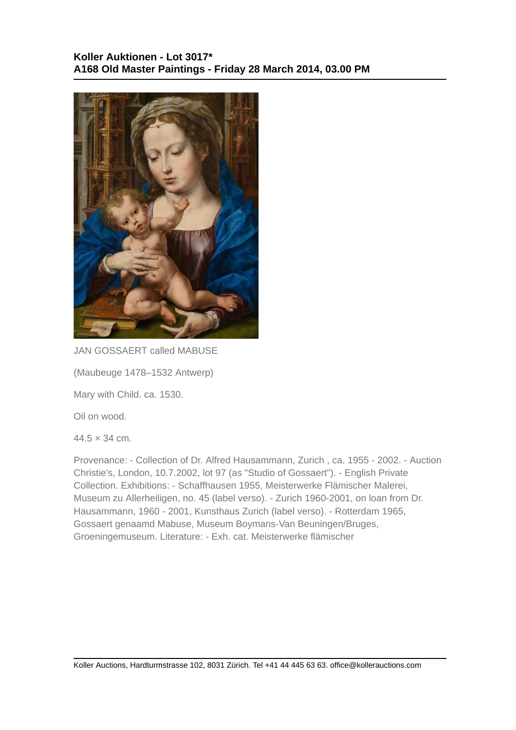**Koller Auktionen - Lot 3017***
**A168 Old Master Paintings - Friday 28 March 2014, 03.00 PM**

JAN GOSSAERT called MABUSE

(Maubeuge 1478–1532 Antwerp)

Mary with Child. ca. 1530.

Oil on wood.

44.5 × 34 cm.

Provenance: - Collection of Dr. Alfred Hausammann, Zurich , ca. 1955 - 2002. - Auction Christie's, London, 10.7.2002, lot 97 (as "Studio of Gossaert"). - English Private Collection. Exhibitions: - Schaffhausen 1955, Meisterwerke Flämischer Malerei, Museum zu Allerheiligen, no. 45 (label verso). - Zurich 1960-2001, on loan from Dr. Hausammann, 1960 - 2001, Kunsthaus Zurich (label verso). - Rotterdam 1965, Gossaert genaamd Mabuse, Museum Boymans-Van Beuningen/Bruges, Groeningemuseum. Literature: - Exh. cat. Meisterwerke flämischer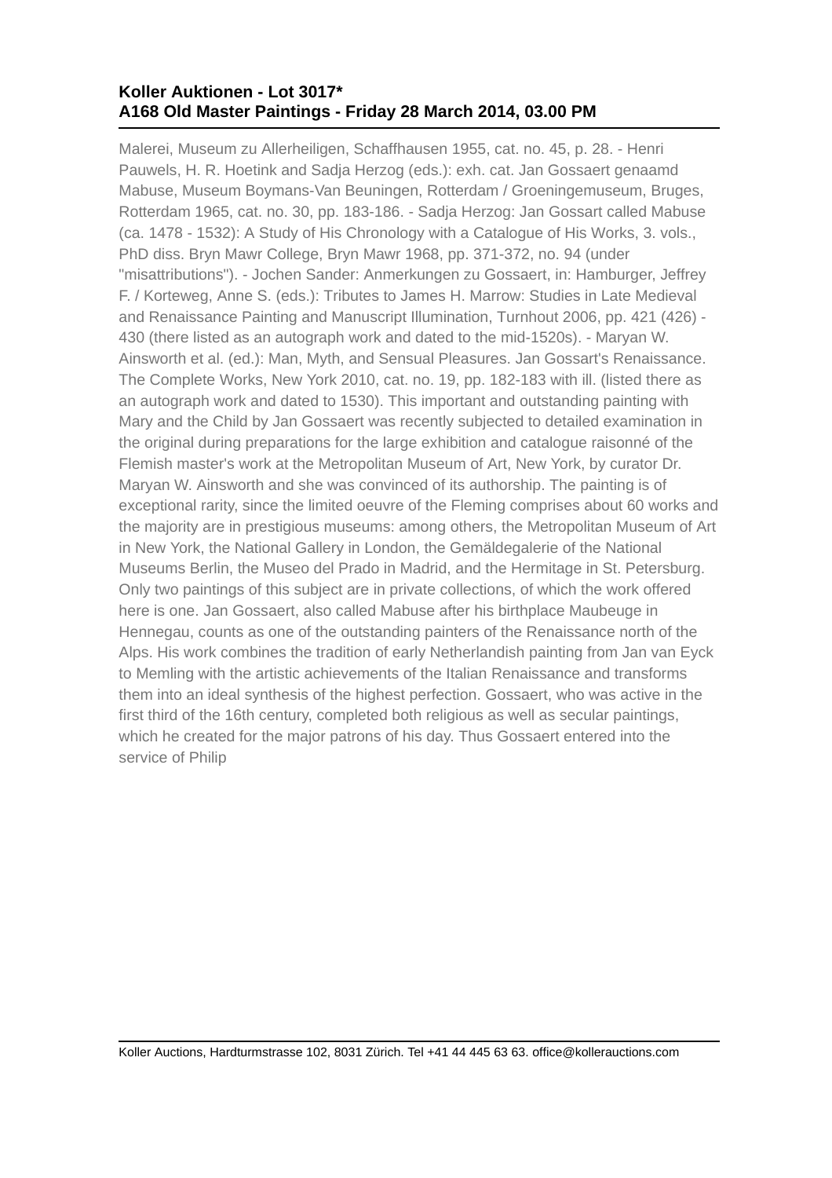Malerei, Museum zu Allerheiligen, Schaffhausen 1955, cat. no. 45, p. 28. - Henri Pauwels, H. R. Hoetink and Sadja Herzog (eds.): exh. cat. Jan Gossaert genaamd Mabuse, Museum Boymans-Van Beuningen, Rotterdam / Groeningemuseum, Bruges, Rotterdam 1965, cat. no. 30, pp. 183-186. - Sadja Herzog: Jan Gossart called Mabuse (ca. 1478 - 1532): A Study of His Chronology with a Catalogue of His Works, 3. vols., PhD diss. Bryn Mawr College, Bryn Mawr 1968, pp. 371-372, no. 94 (under "misattributions"). - Jochen Sander: Anmerkungen zu Gossaert, in: Hamburger, Jeffrey F. / Korteweg, Anne S. (eds.): Tributes to James H. Marrow: Studies in Late Medieval and Renaissance Painting and Manuscript Illumination, Turnhout 2006, pp. 421 (426) - 430 (there listed as an autograph work and dated to the mid-1520s). - Maryan W. Ainsworth et al. (ed.): Man, Myth, and Sensual Pleasures. Jan Gossart's Renaissance. The Complete Works, New York 2010, cat. no. 19, pp. 182-183 with ill. (listed there as an autograph work and dated to 1530). This important and outstanding painting with Mary and the Child by Jan Gossaert was recently subjected to detailed examination in the original during preparations for the large exhibition and catalogue raisonné of the Flemish master's work at the Metropolitan Museum of Art, New York, by curator Dr. Maryan W. Ainsworth and she was convinced of its authorship. The painting is of exceptional rarity, since the limited oeuvre of the Fleming comprises about 60 works and the majority are in prestigious museums: among others, the Metropolitan Museum of Art in New York, the National Gallery in London, the Gemäldegalerie of the National Museums Berlin, the Museo del Prado in Madrid, and the Hermitage in St. Petersburg. Only two paintings of this subject are in private collections, of which the work offered here is one. Jan Gossaert, also called Mabuse after his birthplace Maubeuge in Hennegau, counts as one of the outstanding painters of the Renaissance north of the Alps. His work combines the tradition of early Netherlandish painting from Jan van Eyck to Memling with the artistic achievements of the Italian Renaissance and transforms them into an ideal synthesis of the highest perfection. Gossaert, who was active in the first third of the 16th century, completed both religious as well as secular paintings, which he created for the major patrons of his day. Thus Gossaert entered into the service of Philip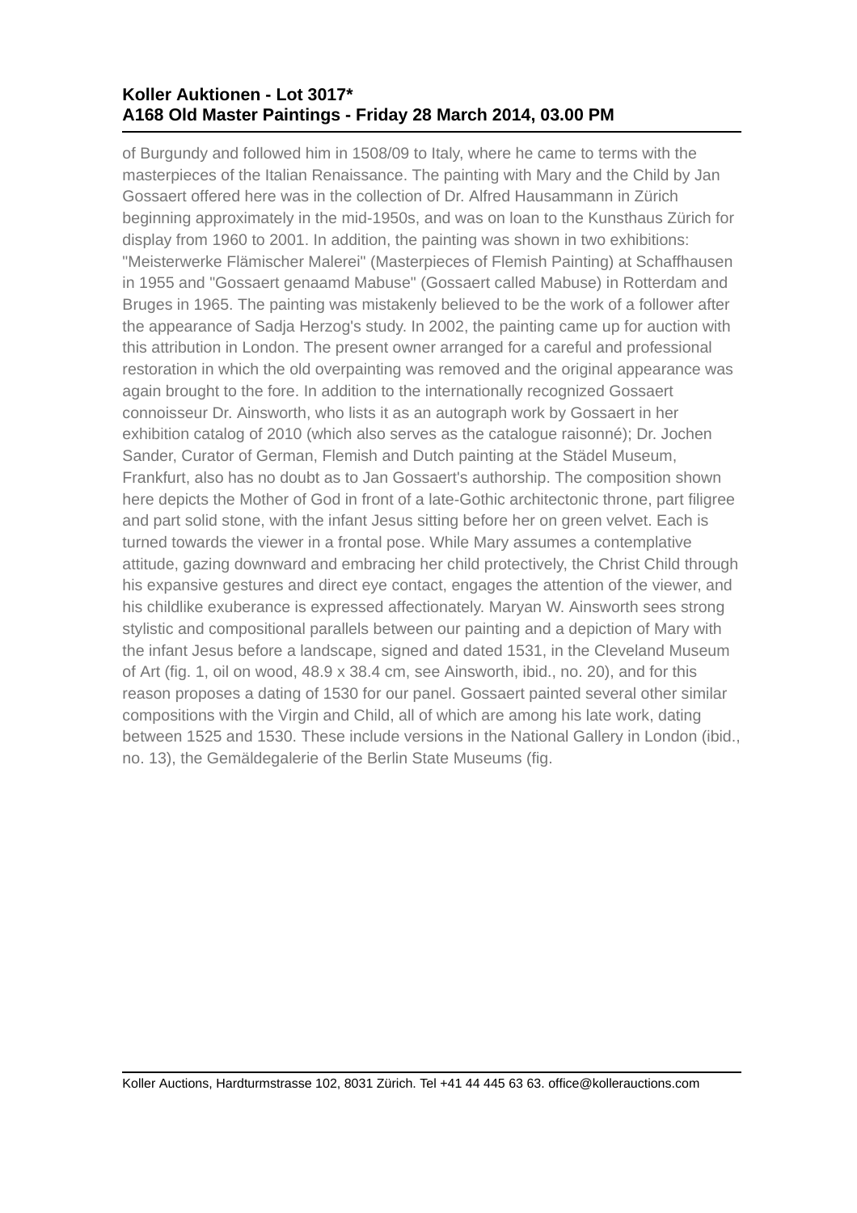of Burgundy and followed him in 1508/09 to Italy, where he came to terms with the masterpieces of the Italian Renaissance. The painting with Mary and the Child by Jan Gossaert offered here was in the collection of Dr. Alfred Hausammann in Zürich beginning approximately in the mid-1950s, and was on loan to the Kunsthaus Zürich for display from 1960 to 2001. In addition, the painting was shown in two exhibitions: "Meisterwerke Flämischer Malerei" (Masterpieces of Flemish Painting) at Schaffhausen in 1955 and "Gossaert genaamd Mabuse" (Gossaert called Mabuse) in Rotterdam and Bruges in 1965. The painting was mistakenly believed to be the work of a follower after the appearance of Sadja Herzog's study. In 2002, the painting came up for auction with this attribution in London. The present owner arranged for a careful and professional restoration in which the old overpainting was removed and the original appearance was again brought to the fore. In addition to the internationally recognized Gossaert connoisseur Dr. Ainsworth, who lists it as an autograph work by Gossaert in her exhibition catalog of 2010 (which also serves as the catalogue raisonné); Dr. Jochen Sander, Curator of German, Flemish and Dutch painting at the Städel Museum, Frankfurt, also has no doubt as to Jan Gossaert's authorship. The composition shown here depicts the Mother of God in front of a late-Gothic architectonic throne, part filigree and part solid stone, with the infant Jesus sitting before her on green velvet. Each is turned towards the viewer in a frontal pose. While Mary assumes a contemplative attitude, gazing downward and embracing her child protectively, the Christ Child through his expansive gestures and direct eye contact, engages the attention of the viewer, and his childlike exuberance is expressed affectionately. Maryan W. Ainsworth sees strong stylistic and compositional parallels between our painting and a depiction of Mary with the infant Jesus before a landscape, signed and dated 1531, in the Cleveland Museum of Art (fig. 1, oil on wood, 48.9 x 38.4 cm, see Ainsworth, ibid., no. 20), and for this reason proposes a dating of 1530 for our panel. Gossaert painted several other similar compositions with the Virgin and Child, all of which are among his late work, dating between 1525 and 1530. These include versions in the National Gallery in London (ibid., no. 13), the Gemäldegalerie of the Berlin State Museums (fig.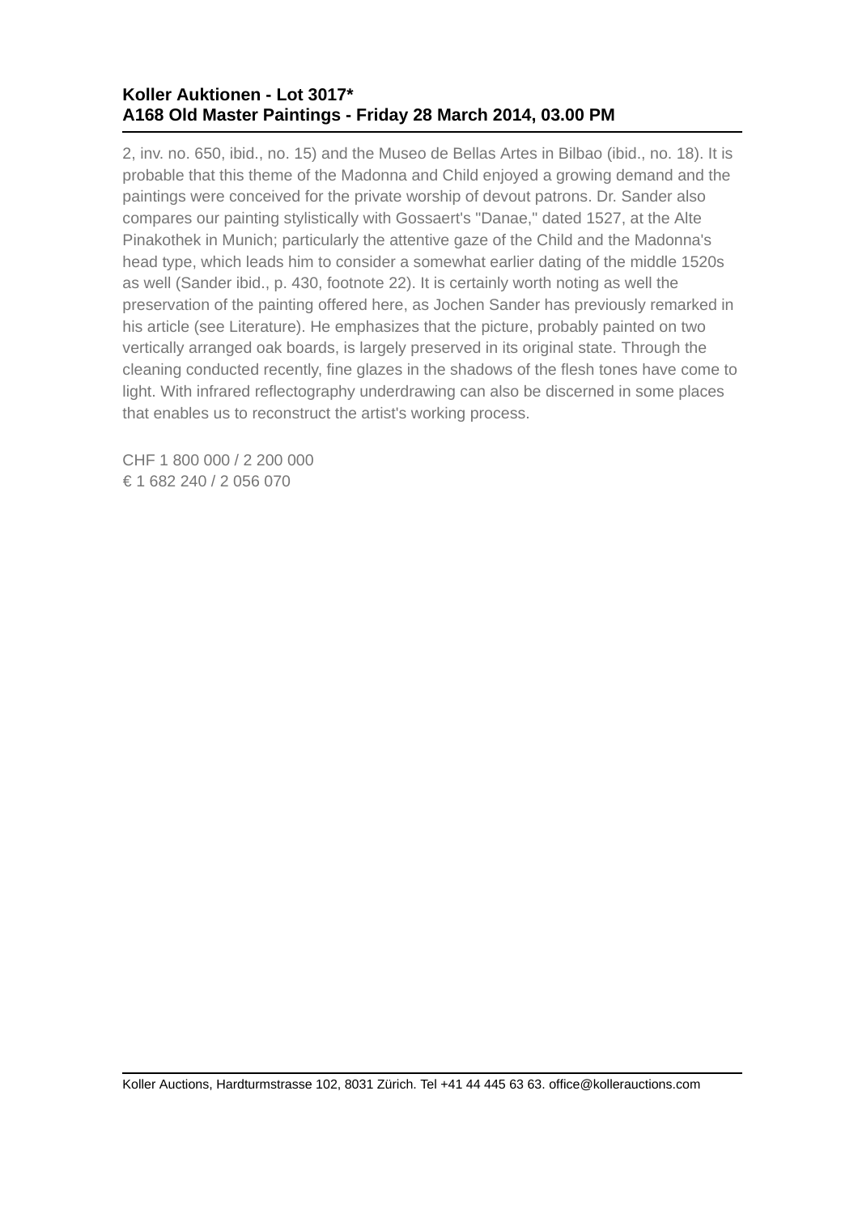2, inv. no. 650, ibid., no. 15) and the Museo de Bellas Artes in Bilbao (ibid., no. 18). It is probable that this theme of the Madonna and Child enjoyed a growing demand and the paintings were conceived for the private worship of devout patrons. Dr. Sander also compares our painting stylistically with Gossaert's "Danae," dated 1527, at the Alte Pinakothek in Munich; particularly the attentive gaze of the Child and the Madonna's head type, which leads him to consider a somewhat earlier dating of the middle 1520s as well (Sander ibid., p. 430, footnote 22). It is certainly worth noting as well the preservation of the painting offered here, as Jochen Sander has previously remarked in his article (see Literature). He emphasizes that the picture, probably painted on two vertically arranged oak boards, is largely preserved in its original state. Through the cleaning conducted recently, fine glazes in the shadows of the flesh tones have come to light. With infrared reflectography underdrawing can also be discerned in some places that enables us to reconstruct the artist's working process.

CHF 1 800 000 / 2 200 000
€ 1 682 240 / 2 056 070